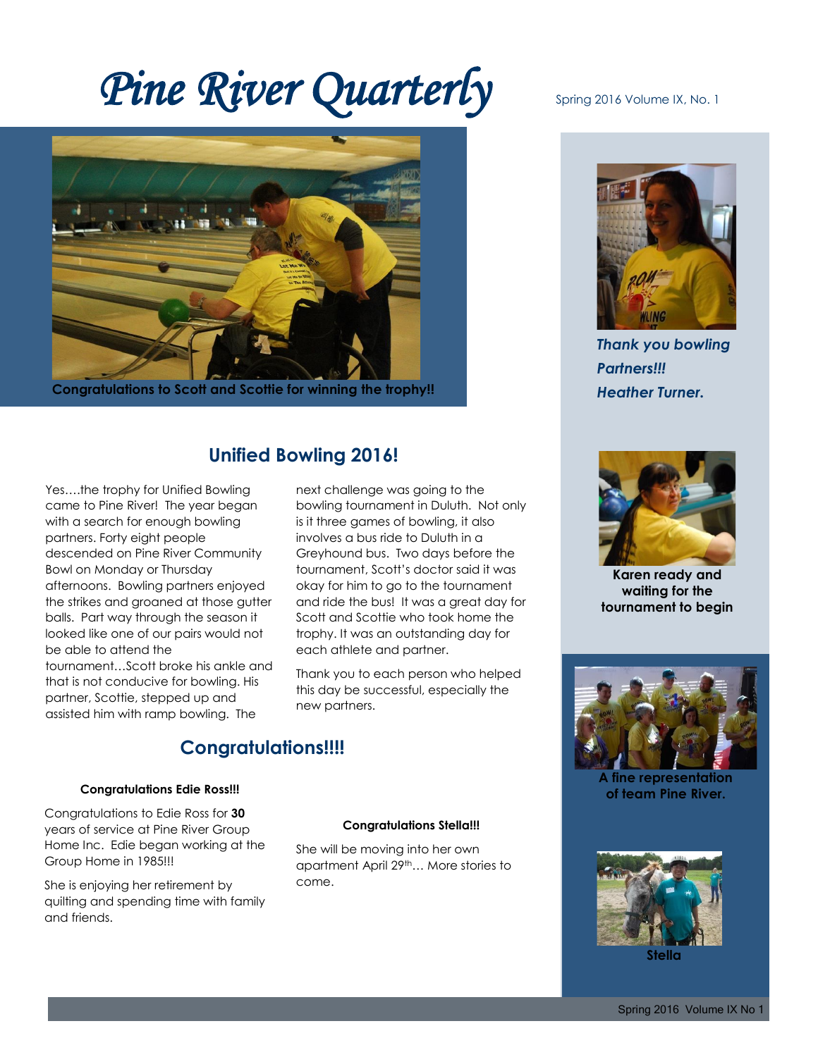# Pine River Quarterly

Spring 2016 Volume IX, No. 1

**Congratulations to Scott and Scottie for winning the trophy!!**

***Thank you bowling Partners!!! Heather Turner.***

**Karen ready and waiting for the tournament to begin**

**A fine representation of team Pine River.**

**Stella**

## Unified Bowling 2016!

Yes….the trophy for Unified Bowling came to Pine River! The year began with a search for enough bowling partners. Forty eight people descended on Pine River Community Bowl on Monday or Thursday afternoons. Bowling partners enjoyed the strikes and groaned at those gutter balls. Part way through the season it looked like one of our pairs would not be able to attend the tournament…Scott broke his ankle and that is not conducive for bowling. His partner, Scottie, stepped up and assisted him with ramp bowling. The next challenge was going to the bowling tournament in Duluth. Not only is it three games of bowling, it also involves a bus ride to Duluth in a Greyhound bus. Two days before the tournament, Scott's doctor said it was okay for him to go to the tournament and ride the bus! It was a great day for Scott and Scottie who took home the trophy. It was an outstanding day for each athlete and partner.

Thank you to each person who helped this day be successful, especially the new partners.

## Congratulations!!!!

**Congratulations Edie Ross!!!**

Congratulations to Edie Ross for **30** years of service at Pine River Group Home Inc. Edie began working at the Group Home in 1985!!!

She is enjoying her retirement by quilting and spending time with family and friends.

**Congratulations Stella!!!**

She will be moving into her own apartment April 29th… More stories to come.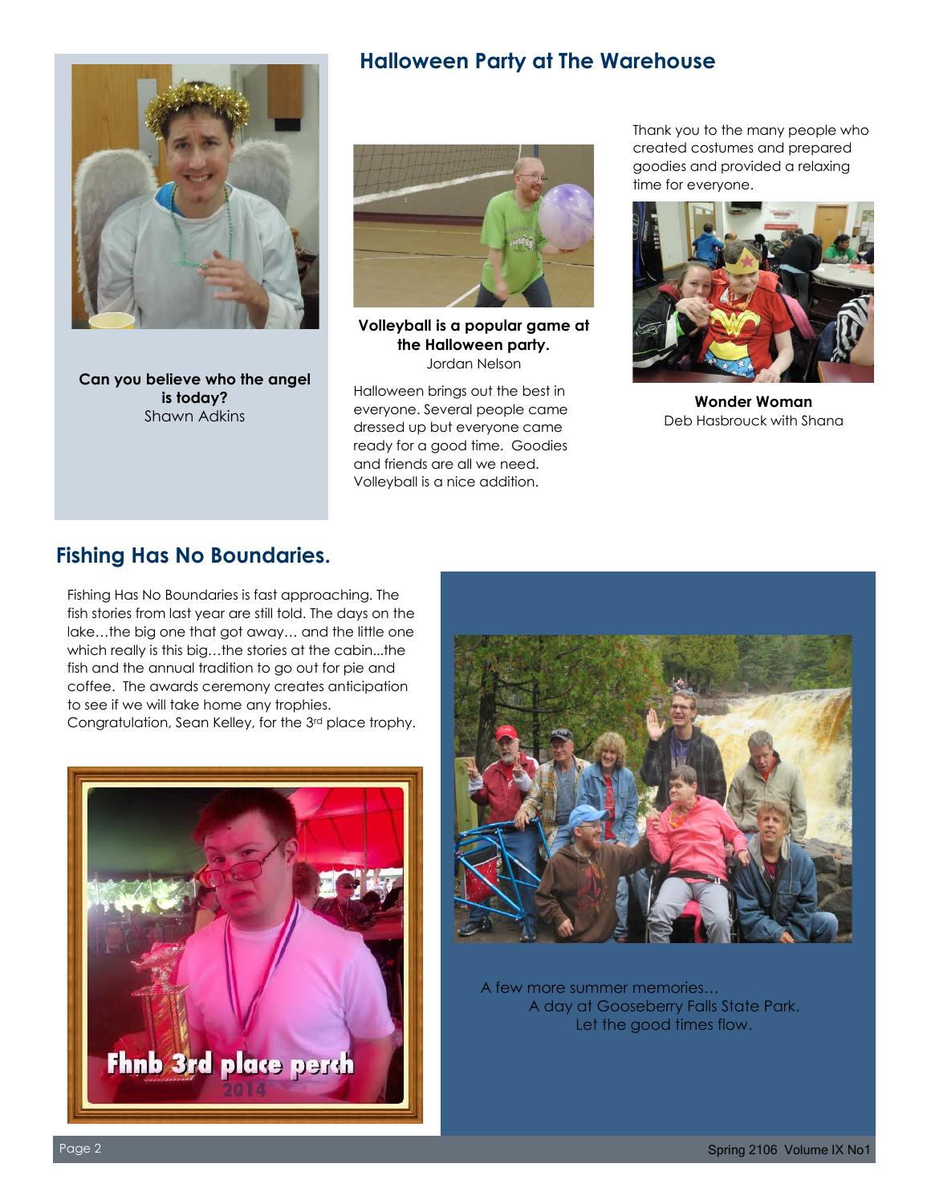## Halloween Party at The Warehouse

**Can you believe who the angel is today?**
Shawn Adkins

**Volleyball is a popular game at the Halloween party.**
Jordan Nelson

Halloween brings out the best in everyone. Several people came dressed up but everyone came ready for a good time. Goodies and friends are all we need. Volleyball is a nice addition.

Thank you to the many people who created costumes and prepared goodies and provided a relaxing time for everyone.

**Wonder Woman**
Deb Hasbrouck with Shana

## Fishing Has No Boundaries.

Fishing Has No Boundaries is fast approaching. The fish stories from last year are still told. The days on the lake…the big one that got away… and the little one which really is this big…the stories at the cabin...the fish and the annual tradition to go out for pie and coffee. The awards ceremony creates anticipation to see if we will take home any trophies. Congratulation, Sean Kelley, for the 3rd place trophy.

Fhnb 3rd place perch
2014

A few more summer memories…
A day at Gooseberry Falls State Park.
Let the good times flow.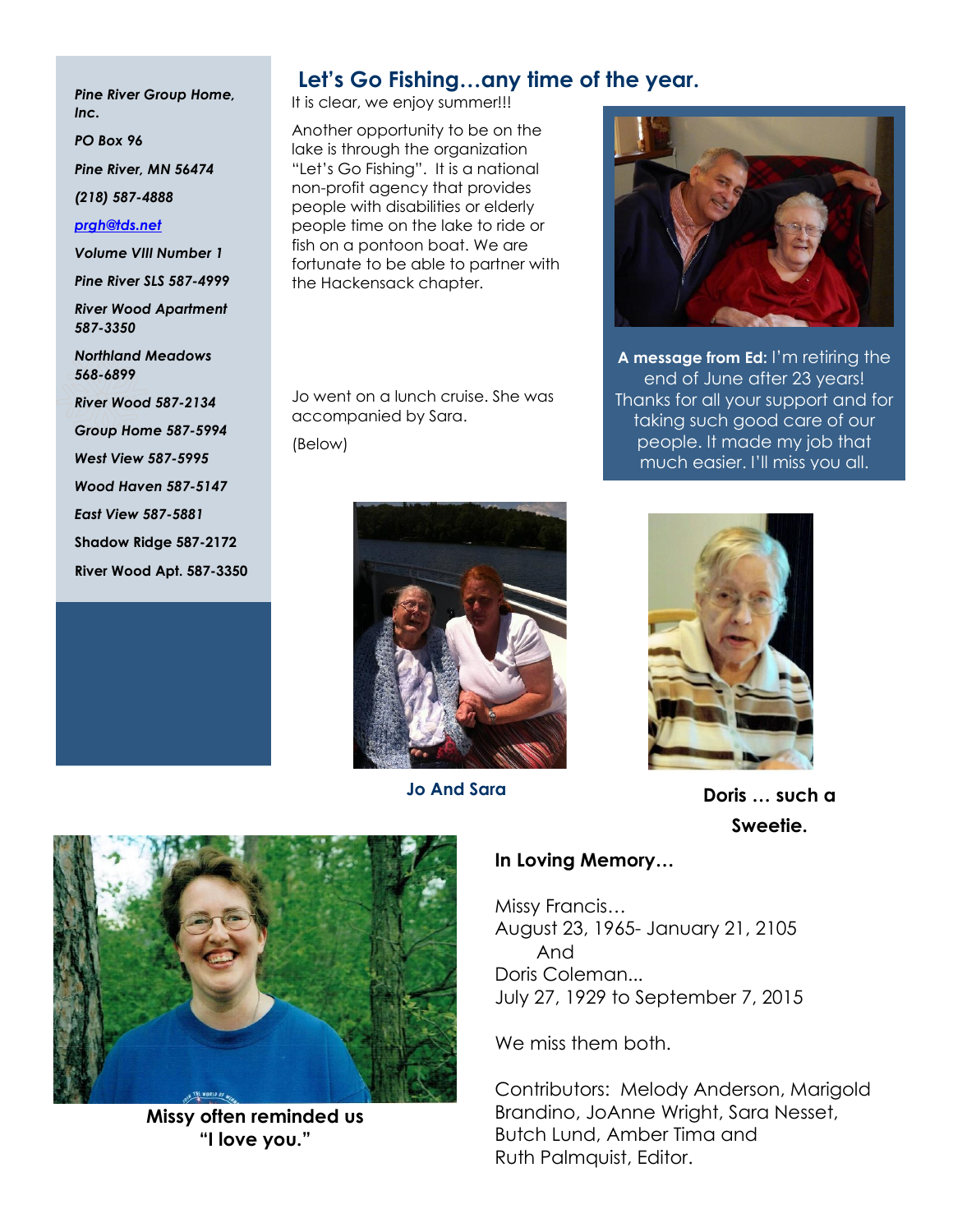*Pine River Group Home, Inc.*

*PO Box 96*

*Pine River, MN 56474*

*(218) 587-4888*

*prgh@tds.net*

*Volume VIII Number 1*

*Pine River SLS 587-4999*

*River Wood Apartment 587-3350*

*Northland Meadows 568-6899*

*River Wood 587-2134*

*Group Home 587-5994*

*West View 587-5995*

*Wood Haven 587-5147*

*East View 587-5881*

**Shadow Ridge 587-2172**

**River Wood Apt. 587-3350**

## Let's Go Fishing…any time of the year.

It is clear, we enjoy summer!!!

Another opportunity to be on the lake is through the organization "Let's Go Fishing". It is a national non-profit agency that provides people with disabilities or elderly people time on the lake to ride or fish on a pontoon boat. We are fortunate to be able to partner with the Hackensack chapter.

Jo went on a lunch cruise. She was accompanied by Sara.

(Below)

**A message from Ed:** I'm retiring the end of June after 23 years! Thanks for all your support and for taking such good care of our people. It made my job that much easier. I'll miss you all.

**Jo And Sara**

**Doris … such a Sweetie.**

**Missy often reminded us "I love you."**

**In Loving Memory…**

Missy Francis…
August 23, 1965- January 21, 2105
And
Doris Coleman...
July 27, 1929 to September 7, 2015

We miss them both.

Contributors: Melody Anderson, Marigold Brandino, JoAnne Wright, Sara Nesset, Butch Lund, Amber Tima and Ruth Palmquist, Editor.